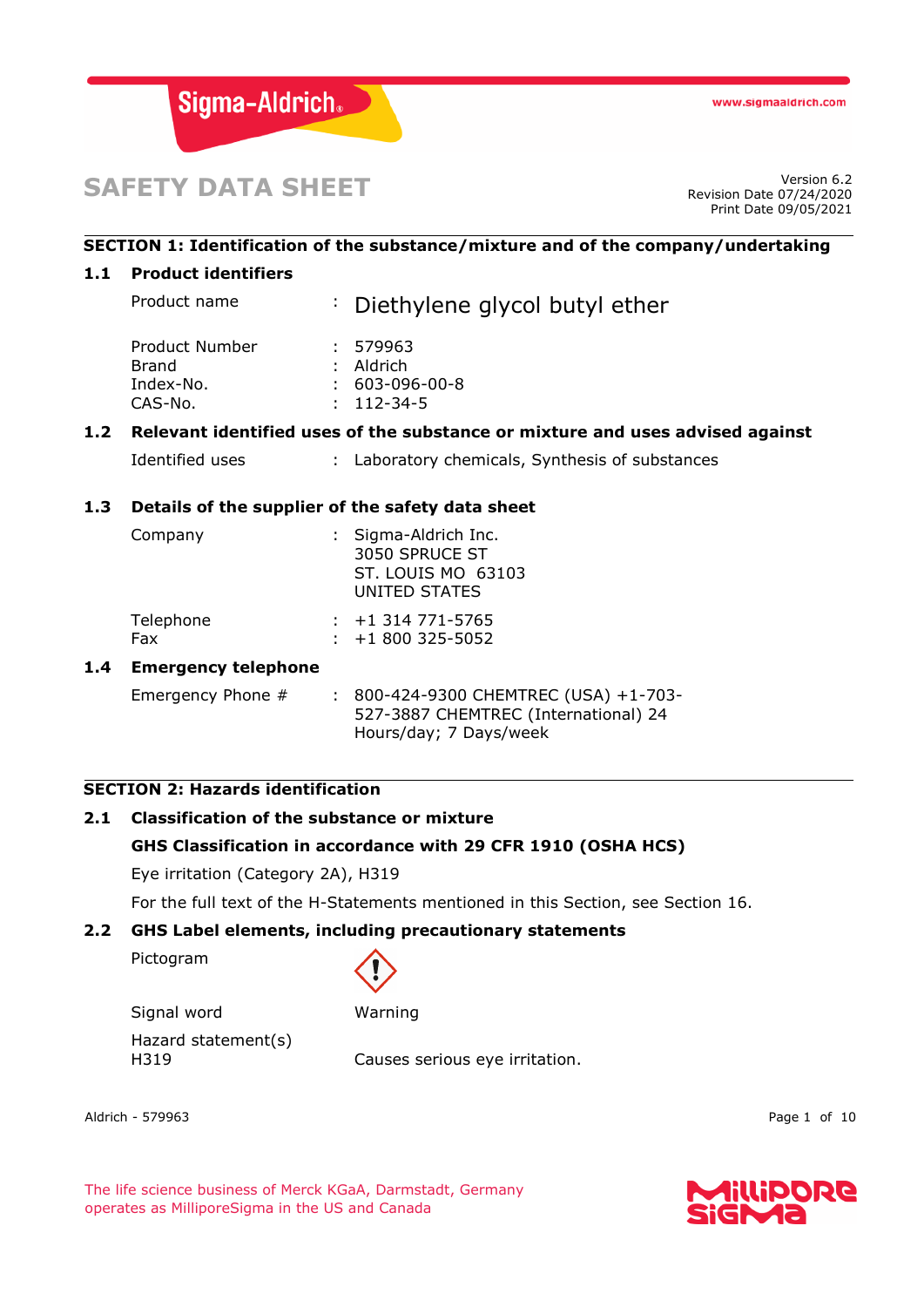# SAFETY DATA SHEET

Version 6.2
Revision Date 07/24/2020
Print Date 09/05/2021

## SECTION 1: Identification of the substance/mixture and of the company/undertaking

### 1.1 Product identifiers

| | | |
|---|---|---|
| Product name | : | Diethylene glycol butyl ether |
| Product Number | : | 579963 |
| Brand | : | Aldrich |
| Index-No. | : | 603-096-00-8 |
| CAS-No. | : | 112-34-5 |

### 1.2 Relevant identified uses of the substance or mixture and uses advised against

| | | |
|---|---|---|
| Identified uses | : | Laboratory chemicals, Synthesis of substances |

### 1.3 Details of the supplier of the safety data sheet

| | | |
|---|---|---|
| Company | : | Sigma-Aldrich Inc.<br>3050 SPRUCE ST<br>ST. LOUIS MO 63103<br>UNITED STATES |
| Telephone | : | +1 314 771-5765 |
| Fax | : | +1 800 325-5052 |

### 1.4 Emergency telephone

| | | |
|---|---|---|
| Emergency Phone # | : | 800-424-9300 CHEMTREC (USA) +1-703-527-3887 CHEMTREC (International) 24 Hours/day; 7 Days/week |

## SECTION 2: Hazards identification

### 2.1 Classification of the substance or mixture

**GHS Classification in accordance with 29 CFR 1910 (OSHA HCS)**

Eye irritation (Category 2A), H319

For the full text of the H-Statements mentioned in this Section, see Section 16.

### 2.2 GHS Label elements, including precautionary statements

| | |
|---|---|
| Pictogram | (exclamation mark) |
| Signal word | Warning |
| Hazard statement(s) | |
| H319 | Causes serious eye irritation. |

The life science business of Merck KGaA, Darmstadt, Germany operates as MilliporeSigma in the US and Canada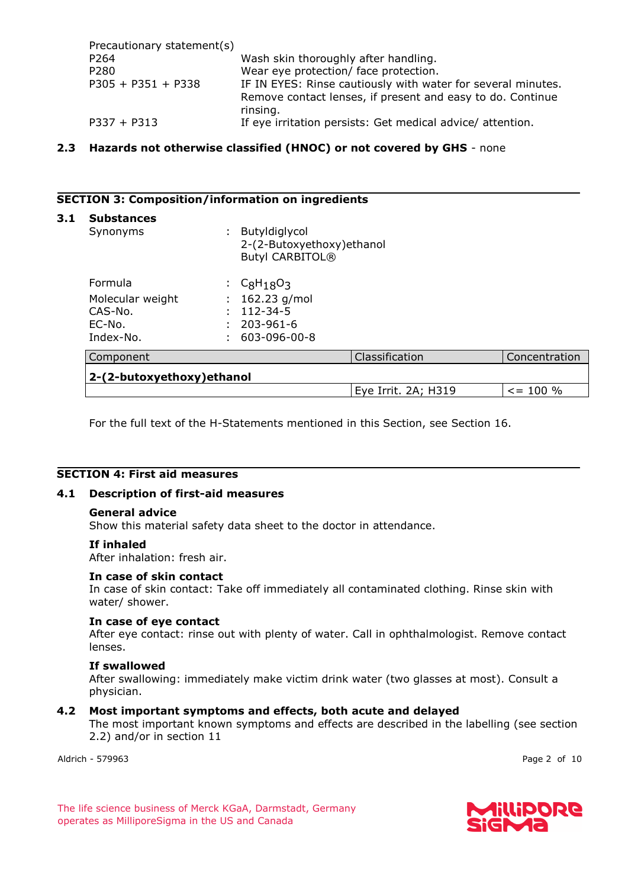Precautionary statement(s)

| | |
|---|---|
| P264 | Wash skin thoroughly after handling. |
| P280 | Wear eye protection/ face protection. |
| P305 + P351 + P338 | IF IN EYES: Rinse cautiously with water for several minutes. Remove contact lenses, if present and easy to do. Continue rinsing. |
| P337 + P313 | If eye irritation persists: Get medical advice/ attention. |

### 2.3 Hazards not otherwise classified (HNOC) or not covered by GHS - none

## SECTION 3: Composition/information on ingredients

### 3.1 Substances

Synonyms : Butyldiglycol
2-(2-Butoxyethoxy)ethanol
Butyl CARBITOL®

Formula : $C_8H_{18}O_3$
Molecular weight : 162.23 g/mol
CAS-No. : 112-34-5
EC-No. : 203-961-6
Index-No. : 603-096-00-8

| Component | Classification | Concentration |
|---|---|---|
| **2-(2-butoxyethoxy)ethanol** | | |
| | Eye Irrit. 2A; H319 | <= 100 % |

For the full text of the H-Statements mentioned in this Section, see Section 16.

## SECTION 4: First aid measures

### 4.1 Description of first-aid measures

**General advice**
Show this material safety data sheet to the doctor in attendance.

**If inhaled**
After inhalation: fresh air.

**In case of skin contact**
In case of skin contact: Take off immediately all contaminated clothing. Rinse skin with water/ shower.

**In case of eye contact**
After eye contact: rinse out with plenty of water. Call in ophthalmologist. Remove contact lenses.

**If swallowed**
After swallowing: immediately make victim drink water (two glasses at most). Consult a physician.

### 4.2 Most important symptoms and effects, both acute and delayed

The most important known symptoms and effects are described in the labelling (see section 2.2) and/or in section 11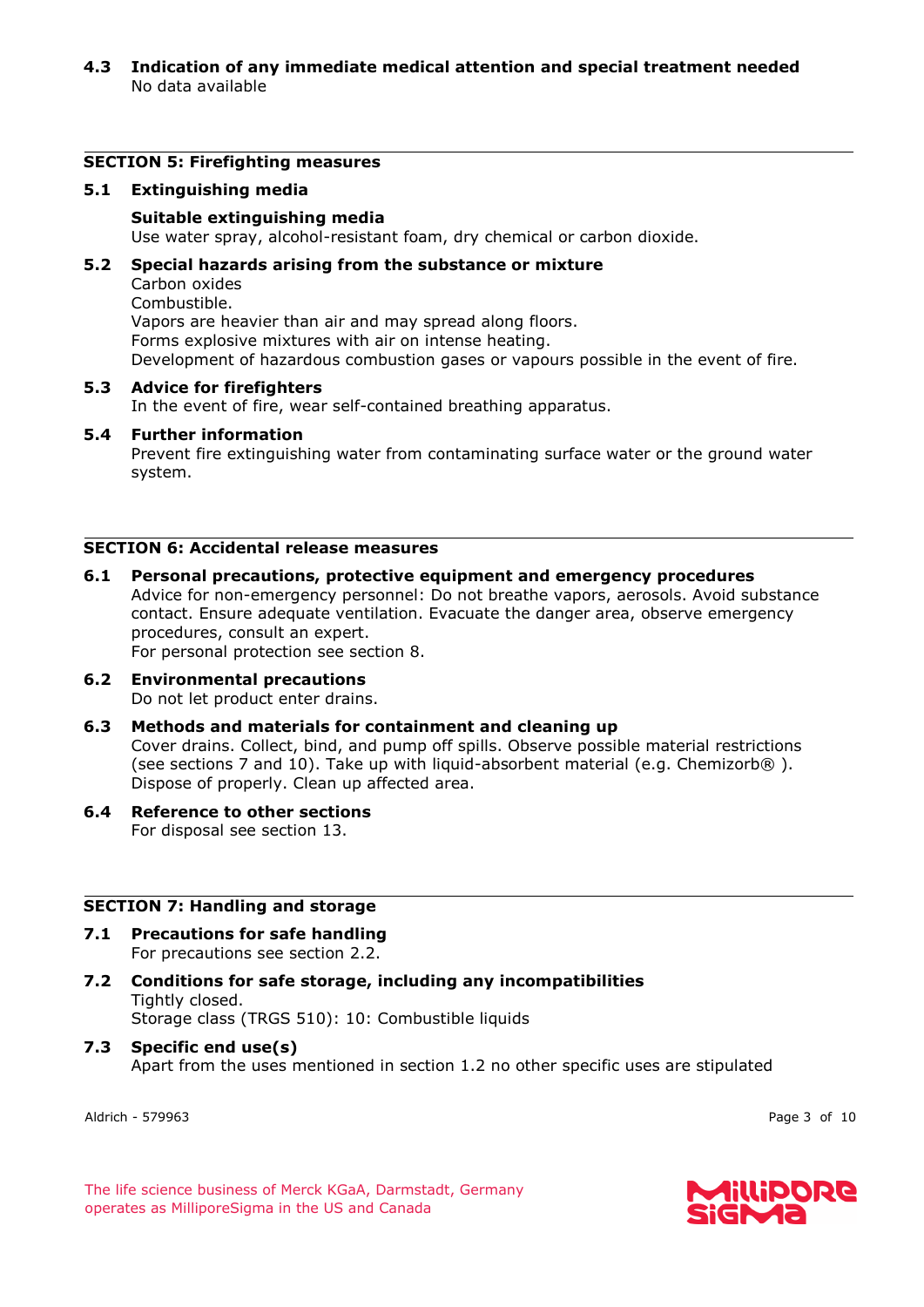### 4.3 Indication of any immediate medical attention and special treatment needed

No data available

## SECTION 5: Firefighting measures

### 5.1 Extinguishing media

**Suitable extinguishing media**

Use water spray, alcohol-resistant foam, dry chemical or carbon dioxide.

### 5.2 Special hazards arising from the substance or mixture

Carbon oxides
Combustible.
Vapors are heavier than air and may spread along floors.
Forms explosive mixtures with air on intense heating.
Development of hazardous combustion gases or vapours possible in the event of fire.

### 5.3 Advice for firefighters

In the event of fire, wear self-contained breathing apparatus.

### 5.4 Further information

Prevent fire extinguishing water from contaminating surface water or the ground water system.

## SECTION 6: Accidental release measures

### 6.1 Personal precautions, protective equipment and emergency procedures

Advice for non-emergency personnel: Do not breathe vapors, aerosols. Avoid substance contact. Ensure adequate ventilation. Evacuate the danger area, observe emergency procedures, consult an expert.
For personal protection see section 8.

### 6.2 Environmental precautions

Do not let product enter drains.

### 6.3 Methods and materials for containment and cleaning up

Cover drains. Collect, bind, and pump off spills. Observe possible material restrictions (see sections 7 and 10). Take up with liquid-absorbent material (e.g. Chemizorb® ). Dispose of properly. Clean up affected area.

### 6.4 Reference to other sections

For disposal see section 13.

## SECTION 7: Handling and storage

### 7.1 Precautions for safe handling

For precautions see section 2.2.

### 7.2 Conditions for safe storage, including any incompatibilities

Tightly closed.
Storage class (TRGS 510): 10: Combustible liquids

### 7.3 Specific end use(s)

Apart from the uses mentioned in section 1.2 no other specific uses are stipulated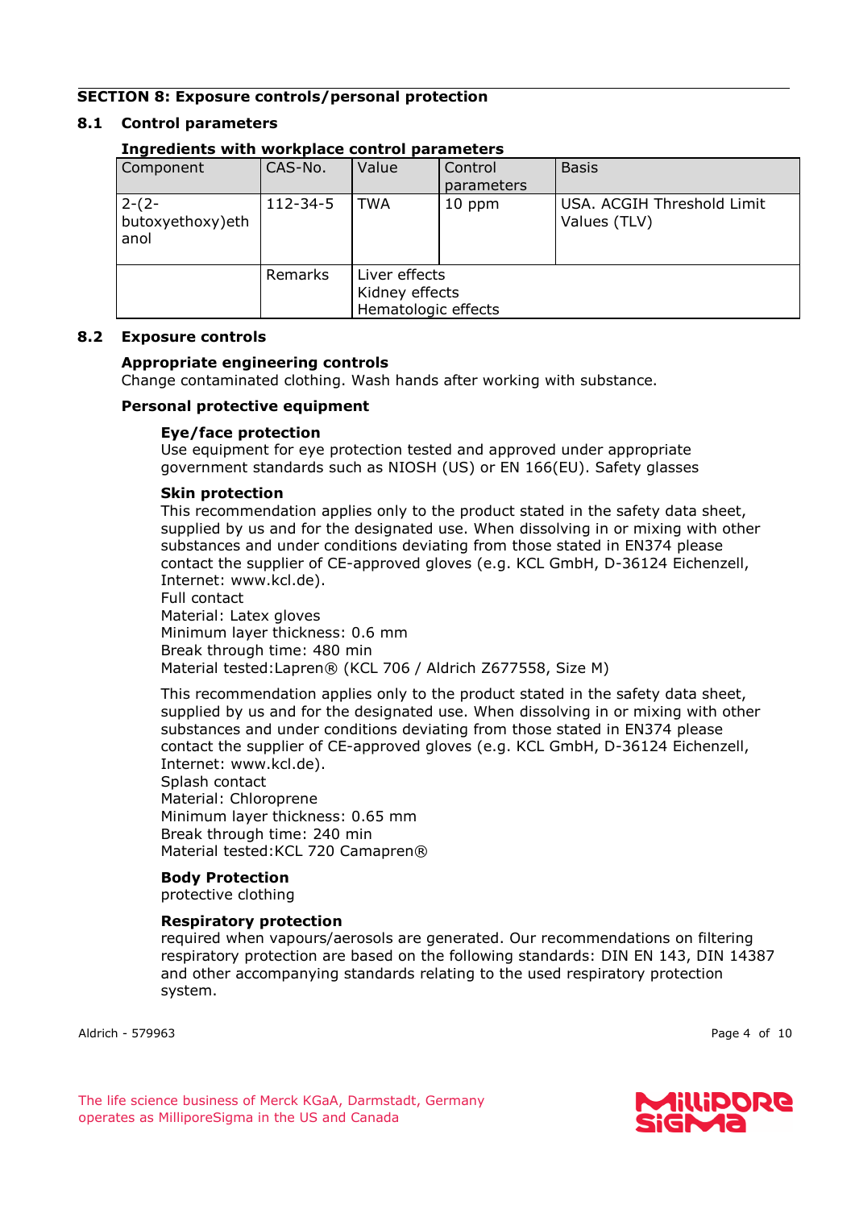## SECTION 8: Exposure controls/personal protection

### 8.1 Control parameters

**Ingredients with workplace control parameters**

| Component | CAS-No. | Value | Control parameters | Basis |
|---|---|---|---|---|
| 2-(2-butoxyethoxy)ethanol | 112-34-5 | TWA | 10 ppm | USA. ACGIH Threshold Limit Values (TLV) |
| | Remarks | Liver effects<br>Kidney effects<br>Hematologic effects | | |

### 8.2 Exposure controls

**Appropriate engineering controls**

Change contaminated clothing. Wash hands after working with substance.

**Personal protective equipment**

**Eye/face protection**

Use equipment for eye protection tested and approved under appropriate government standards such as NIOSH (US) or EN 166(EU). Safety glasses

**Skin protection**

This recommendation applies only to the product stated in the safety data sheet, supplied by us and for the designated use. When dissolving in or mixing with other substances and under conditions deviating from those stated in EN374 please contact the supplier of CE-approved gloves (e.g. KCL GmbH, D-36124 Eichenzell, Internet: www.kcl.de).
Full contact
Material: Latex gloves
Minimum layer thickness: 0.6 mm
Break through time: 480 min
Material tested:Lapren® (KCL 706 / Aldrich Z677558, Size M)

This recommendation applies only to the product stated in the safety data sheet, supplied by us and for the designated use. When dissolving in or mixing with other substances and under conditions deviating from those stated in EN374 please contact the supplier of CE-approved gloves (e.g. KCL GmbH, D-36124 Eichenzell, Internet: www.kcl.de).
Splash contact
Material: Chloroprene
Minimum layer thickness: 0.65 mm
Break through time: 240 min
Material tested:KCL 720 Camapren®

**Body Protection**

protective clothing

**Respiratory protection**

required when vapours/aerosols are generated. Our recommendations on filtering respiratory protection are based on the following standards: DIN EN 143, DIN 14387 and other accompanying standards relating to the used respiratory protection system.

Aldrich - 579963

The life science business of Merck KGaA, Darmstadt, Germany operates as MilliporeSigma in the US and Canada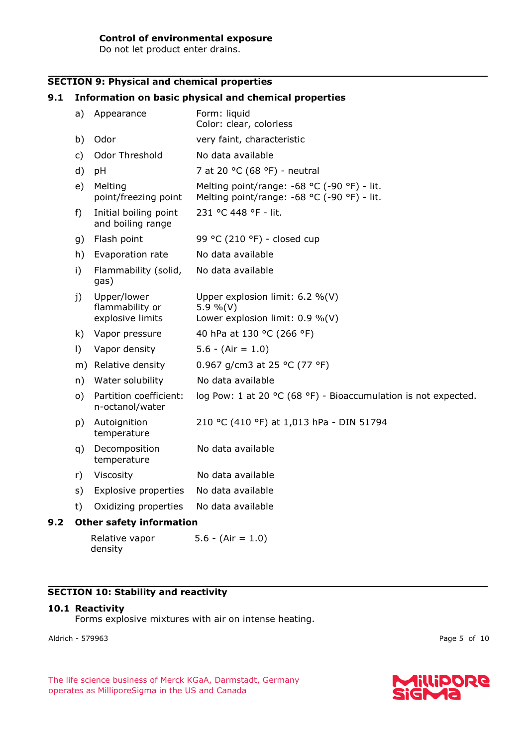**Control of environmental exposure**
Do not let product enter drains.

## SECTION 9: Physical and chemical properties

### 9.1 Information on basic physical and chemical properties

| | | |
|---|---|---|
| a) | Appearance | Form: liquid<br>Color: clear, colorless |
| b) | Odor | very faint, characteristic |
| c) | Odor Threshold | No data available |
| d) | pH | 7 at 20 °C (68 °F) - neutral |
| e) | Melting point/freezing point | Melting point/range: -68 °C (-90 °F) - lit.<br>Melting point/range: -68 °C (-90 °F) - lit. |
| f) | Initial boiling point and boiling range | 231 °C 448 °F - lit. |
| g) | Flash point | 99 °C (210 °F) - closed cup |
| h) | Evaporation rate | No data available |
| i) | Flammability (solid, gas) | No data available |
| j) | Upper/lower flammability or explosive limits | Upper explosion limit: 6.2 %(V)<br>5.9 %(V)<br>Lower explosion limit: 0.9 %(V) |
| k) | Vapor pressure | 40 hPa at 130 °C (266 °F) |
| l) | Vapor density | 5.6 - (Air = 1.0) |
| m) | Relative density | 0.967 g/cm3 at 25 °C (77 °F) |
| n) | Water solubility | No data available |
| o) | Partition coefficient: n-octanol/water | log Pow: 1 at 20 °C (68 °F) - Bioaccumulation is not expected. |
| p) | Autoignition temperature | 210 °C (410 °F) at 1,013 hPa - DIN 51794 |
| q) | Decomposition temperature | No data available |
| r) | Viscosity | No data available |
| s) | Explosive properties | No data available |
| t) | Oxidizing properties | No data available |

### 9.2 Other safety information

| | |
|---|---|
| Relative vapor density | 5.6 - (Air = 1.0) |

## SECTION 10: Stability and reactivity

### 10.1 Reactivity

Forms explosive mixtures with air on intense heating.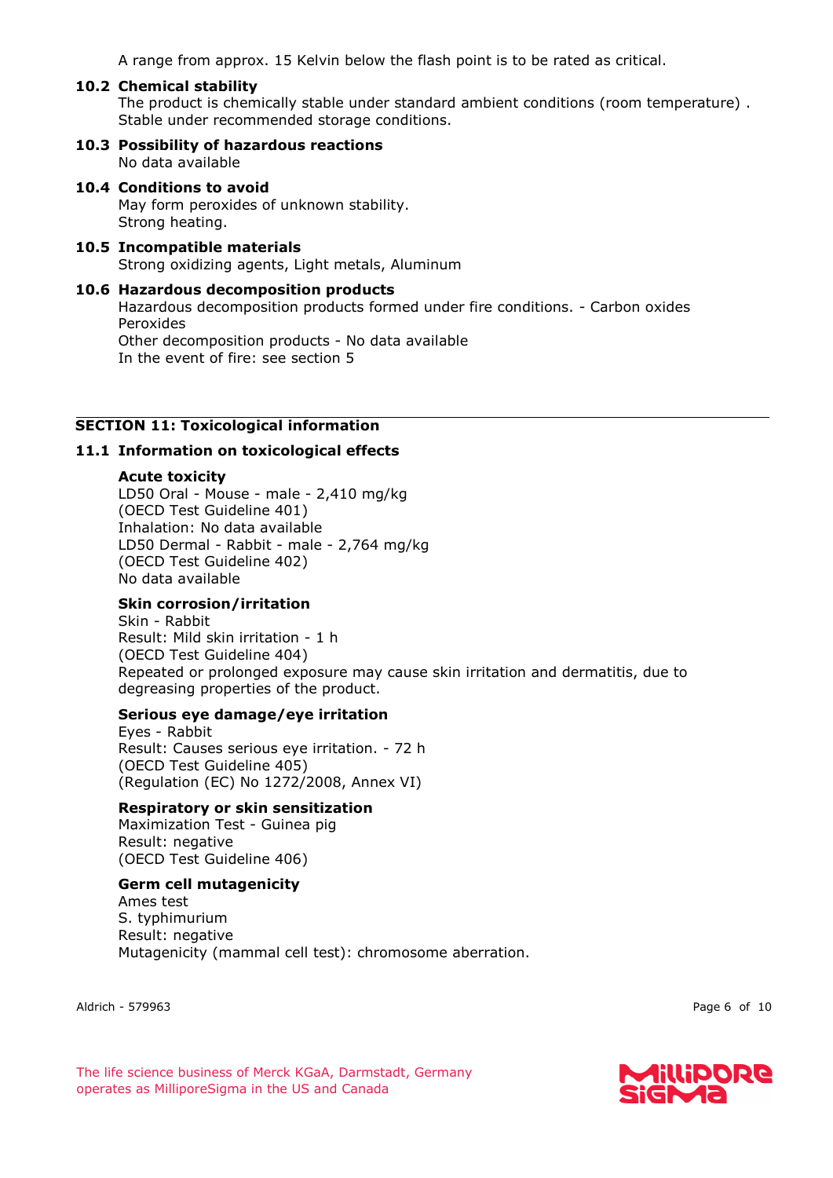A range from approx. 15 Kelvin below the flash point is to be rated as critical.

**10.2 Chemical stability**

The product is chemically stable under standard ambient conditions (room temperature) . Stable under recommended storage conditions.

**10.3 Possibility of hazardous reactions**

No data available

**10.4 Conditions to avoid**

May form peroxides of unknown stability.
Strong heating.

**10.5 Incompatible materials**

Strong oxidizing agents, Light metals, Aluminum

**10.6 Hazardous decomposition products**

Hazardous decomposition products formed under fire conditions. - Carbon oxides
Peroxides
Other decomposition products - No data available
In the event of fire: see section 5

## SECTION 11: Toxicological information

### 11.1 Information on toxicological effects

**Acute toxicity**

LD50 Oral - Mouse - male - 2,410 mg/kg
(OECD Test Guideline 401)
Inhalation: No data available
LD50 Dermal - Rabbit - male - 2,764 mg/kg
(OECD Test Guideline 402)
No data available

**Skin corrosion/irritation**

Skin - Rabbit
Result: Mild skin irritation - 1 h
(OECD Test Guideline 404)
Repeated or prolonged exposure may cause skin irritation and dermatitis, due to degreasing properties of the product.

**Serious eye damage/eye irritation**

Eyes - Rabbit
Result: Causes serious eye irritation. - 72 h
(OECD Test Guideline 405)
(Regulation (EC) No 1272/2008, Annex VI)

**Respiratory or skin sensitization**

Maximization Test - Guinea pig
Result: negative
(OECD Test Guideline 406)

**Germ cell mutagenicity**

Ames test
S. typhimurium
Result: negative
Mutagenicity (mammal cell test): chromosome aberration.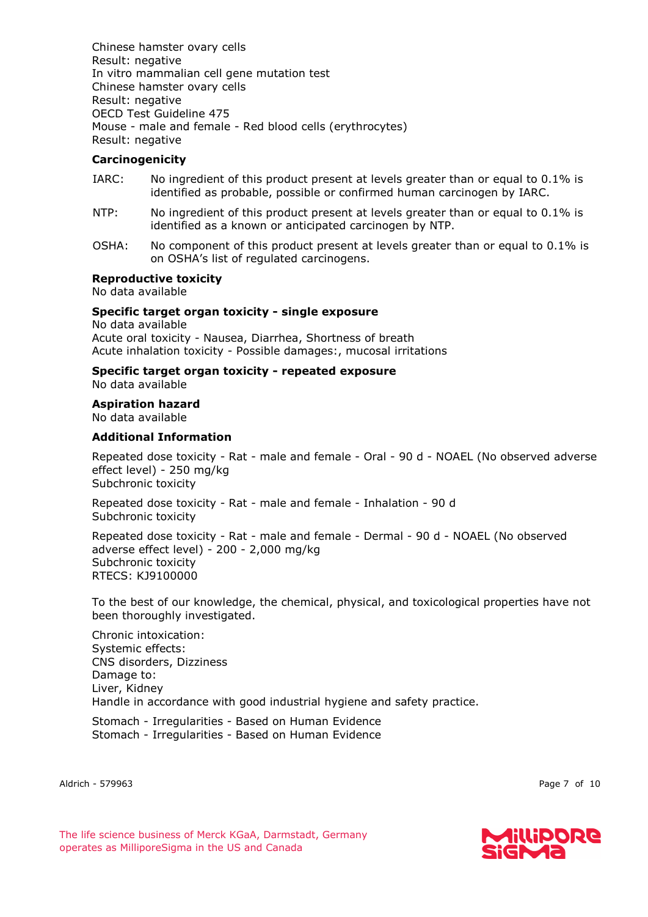Chinese hamster ovary cells
Result: negative
In vitro mammalian cell gene mutation test
Chinese hamster ovary cells
Result: negative
OECD Test Guideline 475
Mouse - male and female - Red blood cells (erythrocytes)
Result: negative

**Carcinogenicity**

IARC: No ingredient of this product present at levels greater than or equal to 0.1% is identified as probable, possible or confirmed human carcinogen by IARC.

NTP: No ingredient of this product present at levels greater than or equal to 0.1% is identified as a known or anticipated carcinogen by NTP.

OSHA: No component of this product present at levels greater than or equal to 0.1% is on OSHA's list of regulated carcinogens.

**Reproductive toxicity**
No data available

**Specific target organ toxicity - single exposure**
No data available
Acute oral toxicity - Nausea, Diarrhea, Shortness of breath
Acute inhalation toxicity - Possible damages:, mucosal irritations

**Specific target organ toxicity - repeated exposure**
No data available

**Aspiration hazard**
No data available

**Additional Information**

Repeated dose toxicity - Rat - male and female - Oral - 90 d - NOAEL (No observed adverse effect level) - 250 mg/kg
Subchronic toxicity

Repeated dose toxicity - Rat - male and female - Inhalation - 90 d
Subchronic toxicity

Repeated dose toxicity - Rat - male and female - Dermal - 90 d - NOAEL (No observed adverse effect level) - 200 - 2,000 mg/kg
Subchronic toxicity
RTECS: KJ9100000

To the best of our knowledge, the chemical, physical, and toxicological properties have not been thoroughly investigated.

Chronic intoxication:
Systemic effects:
CNS disorders, Dizziness
Damage to:
Liver, Kidney
Handle in accordance with good industrial hygiene and safety practice.

Stomach - Irregularities - Based on Human Evidence
Stomach - Irregularities - Based on Human Evidence

Aldrich - 579963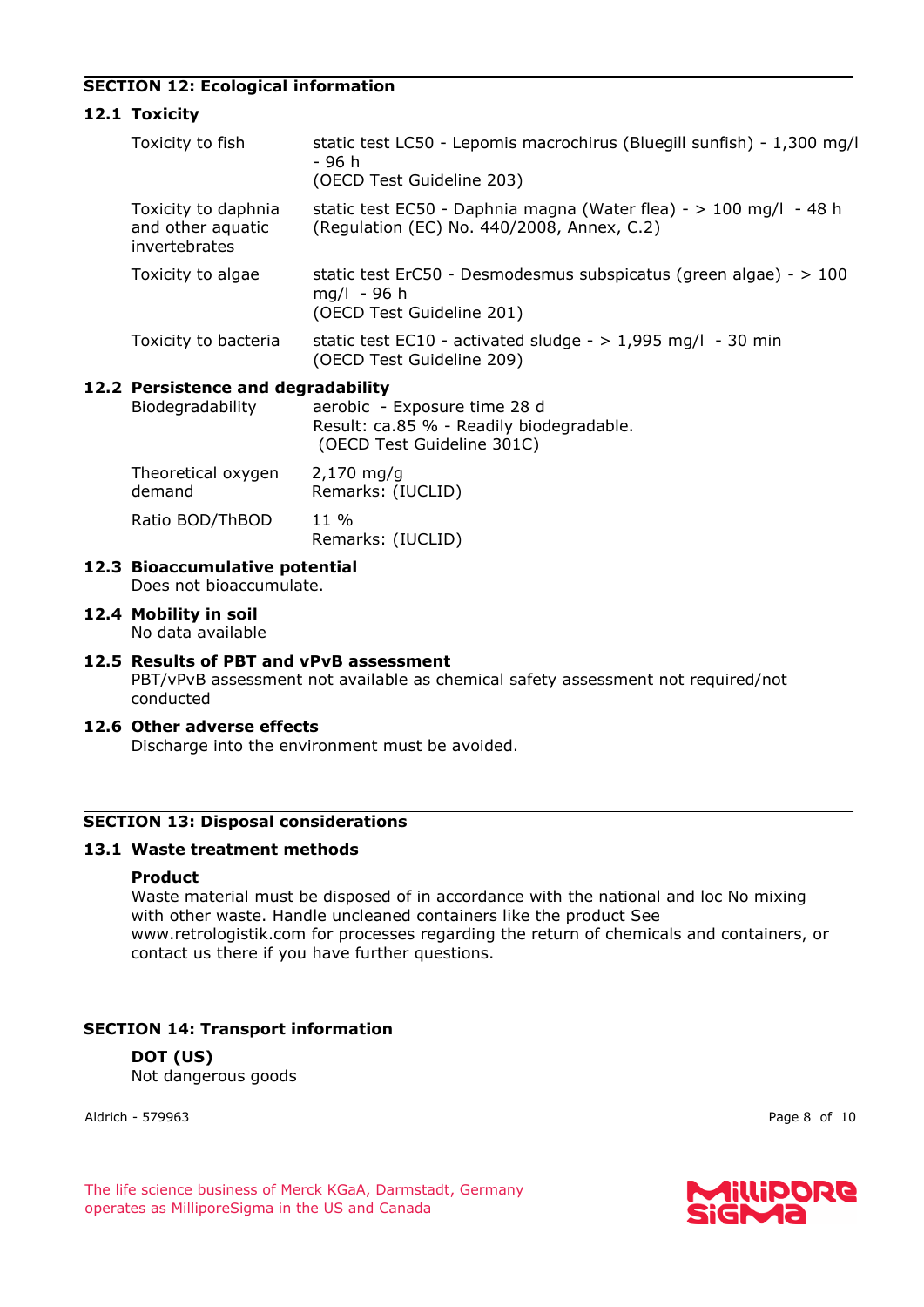## SECTION 12: Ecological information

### 12.1 Toxicity

| | |
|---|---|
| Toxicity to fish | static test LC50 - Lepomis macrochirus (Bluegill sunfish) - 1,300 mg/l - 96 h<br>(OECD Test Guideline 203) |
| Toxicity to daphnia and other aquatic invertebrates | static test EC50 - Daphnia magna (Water flea) - > 100 mg/l - 48 h<br>(Regulation (EC) No. 440/2008, Annex, C.2) |
| Toxicity to algae | static test ErC50 - Desmodesmus subspicatus (green algae) - > 100 mg/l - 96 h<br>(OECD Test Guideline 201) |
| Toxicity to bacteria | static test EC10 - activated sludge - > 1,995 mg/l - 30 min<br>(OECD Test Guideline 209) |

### 12.2 Persistence and degradability

| | |
|---|---|
| Biodegradability | aerobic - Exposure time 28 d<br>Result: ca.85 % - Readily biodegradable.<br>(OECD Test Guideline 301C) |
| Theoretical oxygen demand | 2,170 mg/g<br>Remarks: (IUCLID) |
| Ratio BOD/ThBOD | 11 %<br>Remarks: (IUCLID) |

### 12.3 Bioaccumulative potential

Does not bioaccumulate.

### 12.4 Mobility in soil

No data available

### 12.5 Results of PBT and vPvB assessment

PBT/vPvB assessment not available as chemical safety assessment not required/not conducted

### 12.6 Other adverse effects

Discharge into the environment must be avoided.

## SECTION 13: Disposal considerations

### 13.1 Waste treatment methods

**Product**

Waste material must be disposed of in accordance with the national and loc No mixing with other waste. Handle uncleaned containers like the product See www.retrologistik.com for processes regarding the return of chemicals and containers, or contact us there if you have further questions.

## SECTION 14: Transport information

**DOT (US)**

Not dangerous goods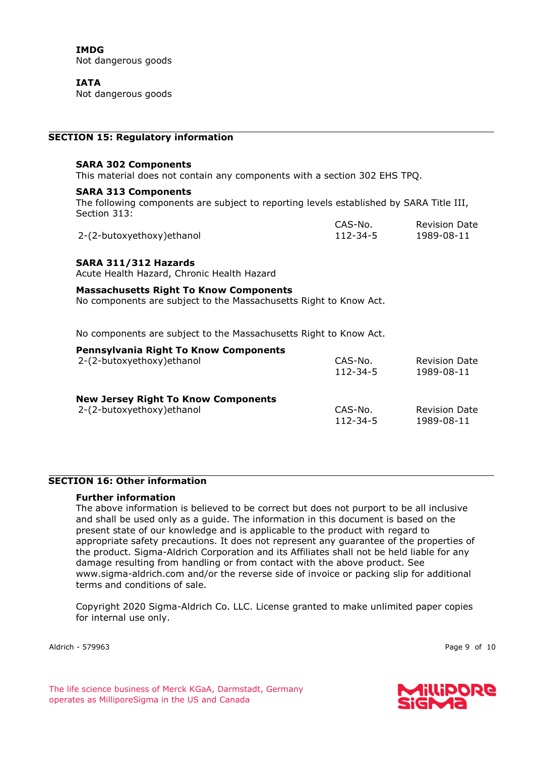**IMDG**
Not dangerous goods

**IATA**
Not dangerous goods

## SECTION 15: Regulatory information

**SARA 302 Components**
This material does not contain any components with a section 302 EHS TPQ.

**SARA 313 Components**
The following components are subject to reporting levels established by SARA Title III, Section 313:

| | CAS-No. | Revision Date |
|---|---|---|
| 2-(2-butoxyethoxy)ethanol | 112-34-5 | 1989-08-11 |

**SARA 311/312 Hazards**
Acute Health Hazard, Chronic Health Hazard

**Massachusetts Right To Know Components**
No components are subject to the Massachusetts Right to Know Act.

No components are subject to the Massachusetts Right to Know Act.

**Pennsylvania Right To Know Components**

| | CAS-No. | Revision Date |
|---|---|---|
| 2-(2-butoxyethoxy)ethanol | 112-34-5 | 1989-08-11 |

**New Jersey Right To Know Components**

| | CAS-No. | Revision Date |
|---|---|---|
| 2-(2-butoxyethoxy)ethanol | 112-34-5 | 1989-08-11 |

## SECTION 16: Other information

**Further information**
The above information is believed to be correct but does not purport to be all inclusive and shall be used only as a guide. The information in this document is based on the present state of our knowledge and is applicable to the product with regard to appropriate safety precautions. It does not represent any guarantee of the properties of the product. Sigma-Aldrich Corporation and its Affiliates shall not be held liable for any damage resulting from handling or from contact with the above product. See www.sigma-aldrich.com and/or the reverse side of invoice or packing slip for additional terms and conditions of sale.

Copyright 2020 Sigma-Aldrich Co. LLC. License granted to make unlimited paper copies for internal use only.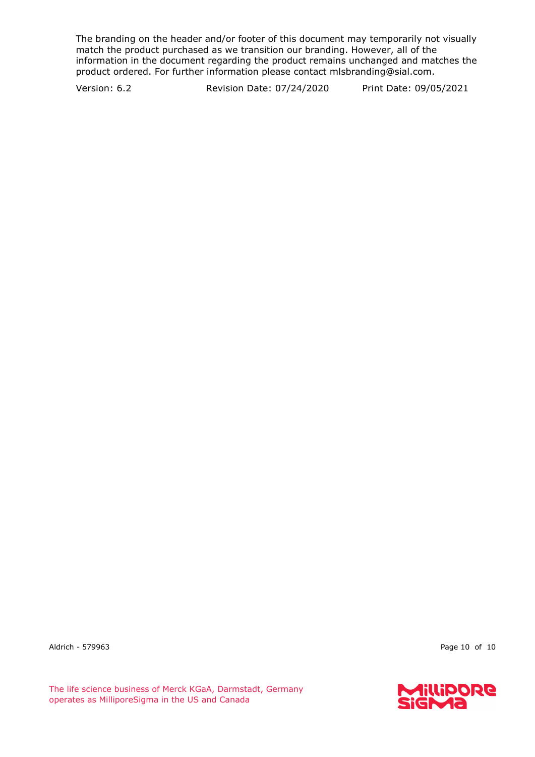The branding on the header and/or footer of this document may temporarily not visually match the product purchased as we transition our branding. However, all of the information in the document regarding the product remains unchanged and matches the product ordered. For further information please contact mlsbranding@sial.com.

Version: 6.2 Revision Date: 07/24/2020 Print Date: 09/05/2021